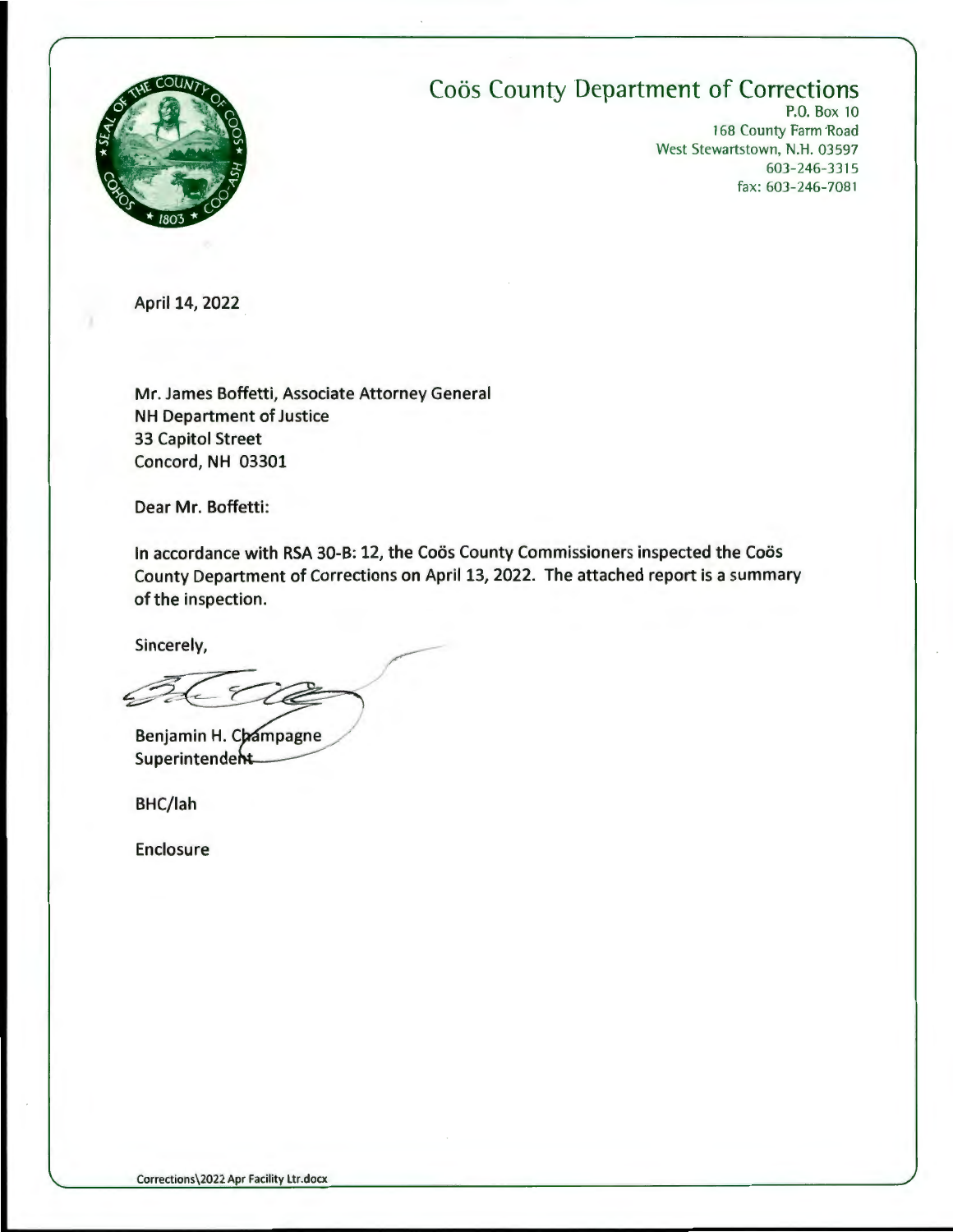# Coös County Department of Corrections

P.O. Box 10
168 County Farm Road
West Stewartstown, N.H. 03597
603-246-3315
fax: 603-246-7081

April 14, 2022

Mr. James Boffetti, Associate Attorney General
NH Department of Justice
33 Capitol Street
Concord, NH 03301

Dear Mr. Boffetti:

In accordance with RSA 30-B: 12, the Coös County Commissioners inspected the Coös County Department of Corrections on April 13, 2022. The attached report is a summary of the inspection.

Sincerely,

Benjamin H. Champagne
Superintendent

BHC/lah

Enclosure

Corrections\2022 Apr Facility Ltr.docx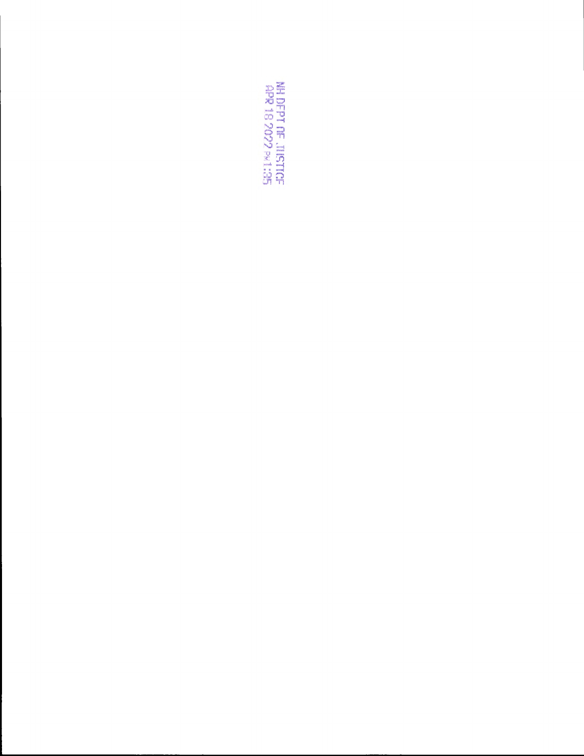NH DEPT OF JUSTICE
APR 18 2022 PM 1:35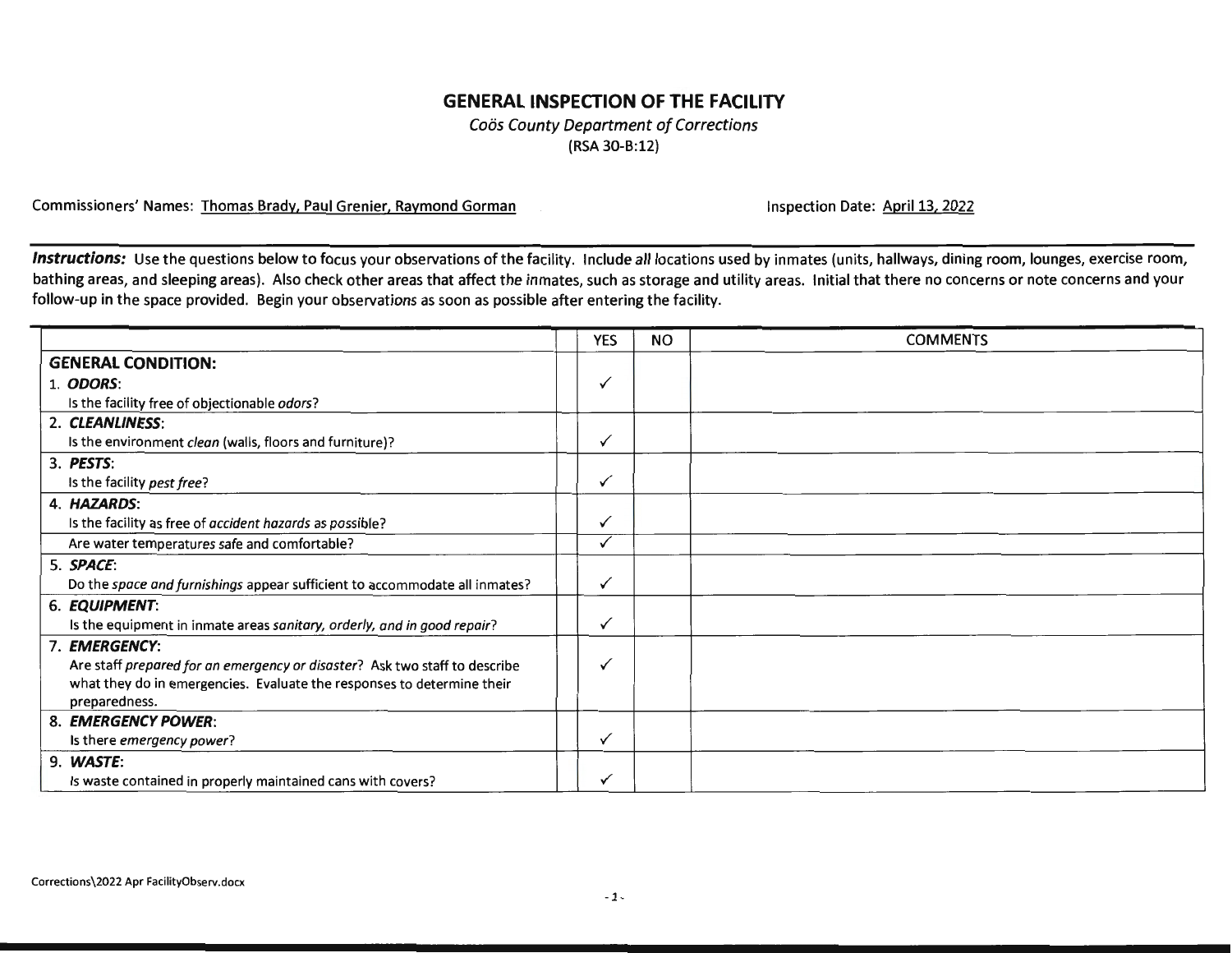# GENERAL INSPECTION OF THE FACILITY

*Coös County Department of Corrections*
(RSA 30-B:12)

Commissioners' Names: Thomas Brady, Paul Grenier, Raymond Gorman

Inspection Date: April 13, 2022

***Instructions:*** Use the questions below to focus your observations of the facility. Include *all* locations used by inmates (units, hallways, dining room, lounges, exercise room, bathing areas, and sleeping areas). Also check other areas that affect the inmates, such as storage and utility areas. Initial that there no concerns or note concerns and your follow-up in the space provided. Begin your observations as soon as possible after entering the facility.

| | YES | NO | COMMENTS |
|---|---|---|---|
| **GENERAL CONDITION:** | | | |
| 1. ***ODORS***: Is the facility free of objectionable *odors*? | ✓ | | |
| 2. ***CLEANLINESS***: Is the environment *clean* (walls, floors and furniture)? | ✓ | | |
| 3. ***PESTS***: Is the facility *pest free*? | ✓ | | |
| 4. ***HAZARDS***: Is the facility as free of *accident hazards* as possible? | ✓ | | |
| Are water temperatures safe and comfortable? | ✓ | | |
| 5. ***SPACE***: Do the *space and furnishings* appear sufficient to accommodate all inmates? | ✓ | | |
| 6. ***EQUIPMENT***: Is the equipment in inmate areas *sanitary, orderly, and in good repair*? | ✓ | | |
| 7. ***EMERGENCY***: Are staff *prepared for an emergency or disaster*? Ask two staff to describe what they do in emergencies. Evaluate the responses to determine their preparedness. | ✓ | | |
| 8. ***EMERGENCY POWER***: Is there *emergency power*? | ✓ | | |
| 9. ***WASTE***: Is waste contained in properly maintained cans with covers? | ✓ | | |

Corrections\2022 Apr FacilityObserv.docx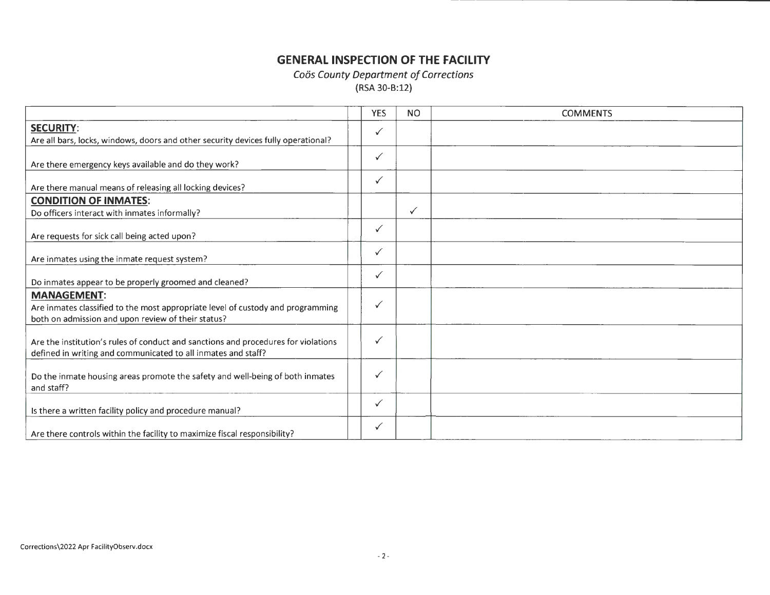## GENERAL INSPECTION OF THE FACILITY

*Coös County Department of Corrections*

(RSA 30-B:12)

| | | YES | NO | COMMENTS |
|---|---|---|---|---|
| **SECURITY**: Are all bars, locks, windows, doors and other security devices fully operational? | | ✓ | | |
| Are there emergency keys available and do they work? | | ✓ | | |
| Are there manual means of releasing all locking devices? | | ✓ | | |
| **CONDITION OF INMATES**: Do officers interact with inmates informally? | | | ✓ | |
| Are requests for sick call being acted upon? | | ✓ | | |
| Are inmates using the inmate request system? | | ✓ | | |
| Do inmates appear to be properly groomed and cleaned? | | ✓ | | |
| **MANAGEMENT**: Are inmates classified to the most appropriate level of custody and programming both on admission and upon review of their status? | | ✓ | | |
| Are the institution's rules of conduct and sanctions and procedures for violations defined in writing and communicated to all inmates and staff? | | ✓ | | |
| Do the inmate housing areas promote the safety and well-being of both inmates and staff? | | ✓ | | |
| Is there a written facility policy and procedure manual? | | ✓ | | |
| Are there controls within the facility to maximize fiscal responsibility? | | ✓ | | |

Corrections\2022 Apr FacilityObserv.docx